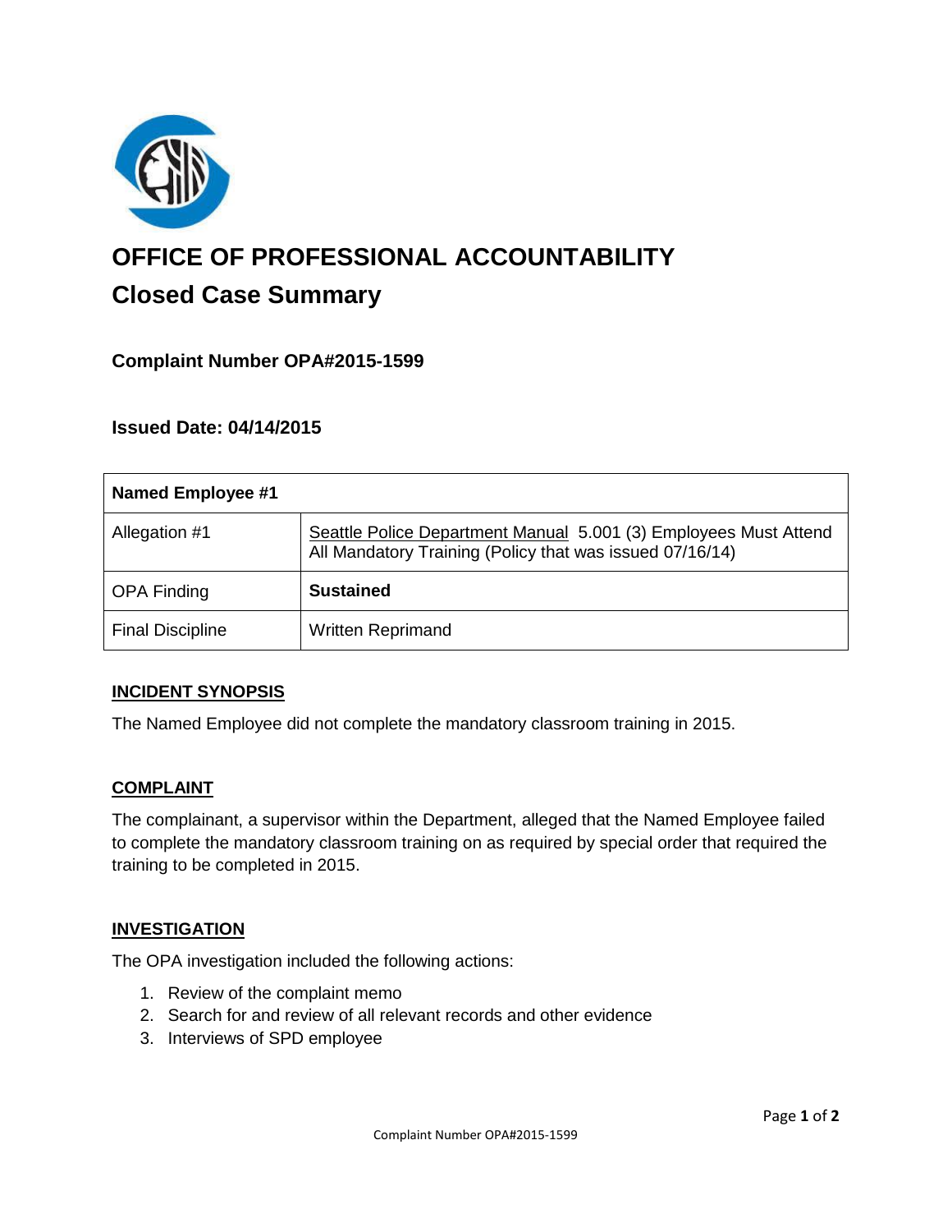# OFFICE OF PROFESSIONAL ACCOUNTABILITY

## Closed Case Summary

### Complaint Number OPA#2015-1599

### Issued Date: 04/14/2015

| Named Employee #1 | |
| --- | --- |
| Allegation #1 | Seattle Police Department Manual 5.001 (3) Employees Must Attend All Mandatory Training (Policy that was issued 07/16/14) |
| OPA Finding | **Sustained** |
| Final Discipline | Written Reprimand |

**INCIDENT SYNOPSIS**

The Named Employee did not complete the mandatory classroom training in 2015.

**COMPLAINT**

The complainant, a supervisor within the Department, alleged that the Named Employee failed to complete the mandatory classroom training on as required by special order that required the training to be completed in 2015.

**INVESTIGATION**

The OPA investigation included the following actions:

1. Review of the complaint memo
2. Search for and review of all relevant records and other evidence
3. Interviews of SPD employee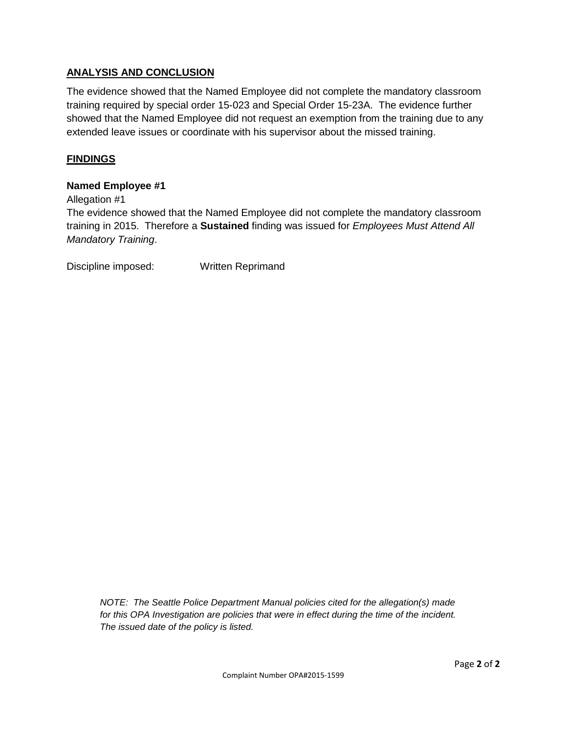## ANALYSIS AND CONCLUSION

The evidence showed that the Named Employee did not complete the mandatory classroom training required by special order 15-023 and Special Order 15-23A. The evidence further showed that the Named Employee did not request an exemption from the training due to any extended leave issues or coordinate with his supervisor about the missed training.

## FINDINGS

**Named Employee #1**

Allegation #1

The evidence showed that the Named Employee did not complete the mandatory classroom training in 2015. Therefore a **Sustained** finding was issued for *Employees Must Attend All Mandatory Training*.

Discipline imposed: Written Reprimand

*NOTE: The Seattle Police Department Manual policies cited for the allegation(s) made for this OPA Investigation are policies that were in effect during the time of the incident. The issued date of the policy is listed.*

Complaint Number OPA#2015-1599